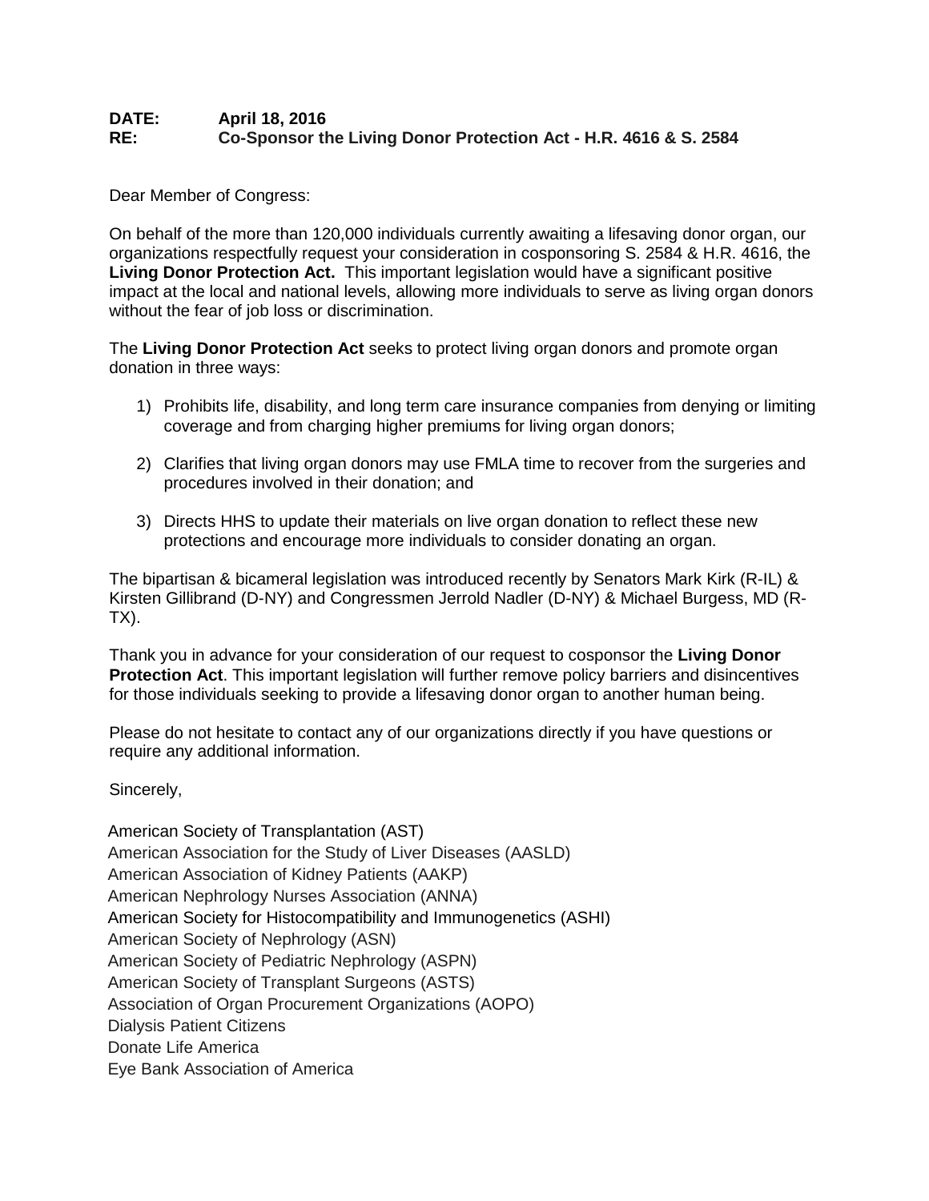**DATE:** **April 18, 2016**
**RE:** **Co-Sponsor the Living Donor Protection Act - H.R. 4616 & S. 2584**

Dear Member of Congress:

On behalf of the more than 120,000 individuals currently awaiting a lifesaving donor organ, our organizations respectfully request your consideration in cosponsoring S. 2584 & H.R. 4616, the **Living Donor Protection Act.** This important legislation would have a significant positive impact at the local and national levels, allowing more individuals to serve as living organ donors without the fear of job loss or discrimination.

The **Living Donor Protection Act** seeks to protect living organ donors and promote organ donation in three ways:

1) Prohibits life, disability, and long term care insurance companies from denying or limiting coverage and from charging higher premiums for living organ donors;

2) Clarifies that living organ donors may use FMLA time to recover from the surgeries and procedures involved in their donation; and

3) Directs HHS to update their materials on live organ donation to reflect these new protections and encourage more individuals to consider donating an organ.

The bipartisan & bicameral legislation was introduced recently by Senators Mark Kirk (R-IL) & Kirsten Gillibrand (D-NY) and Congressmen Jerrold Nadler (D-NY) & Michael Burgess, MD (R-TX).

Thank you in advance for your consideration of our request to cosponsor the **Living Donor Protection Act**. This important legislation will further remove policy barriers and disincentives for those individuals seeking to provide a lifesaving donor organ to another human being.

Please do not hesitate to contact any of our organizations directly if you have questions or require any additional information.

Sincerely,

American Society of Transplantation (AST)
American Association for the Study of Liver Diseases (AASLD)
American Association of Kidney Patients (AAKP)
American Nephrology Nurses Association (ANNA)
American Society for Histocompatibility and Immunogenetics (ASHI)
American Society of Nephrology (ASN)
American Society of Pediatric Nephrology (ASPN)
American Society of Transplant Surgeons (ASTS)
Association of Organ Procurement Organizations (AOPO)
Dialysis Patient Citizens
Donate Life America
Eye Bank Association of America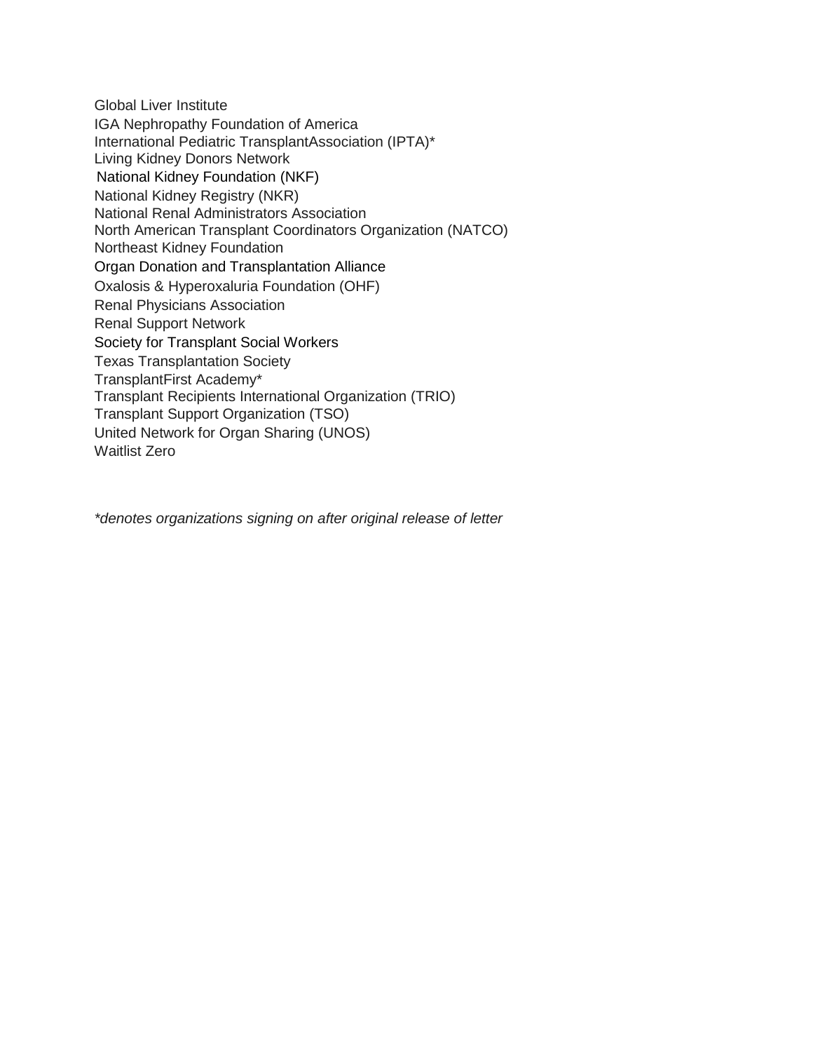Global Liver Institute
IGA Nephropathy Foundation of America
International Pediatric TransplantAssociation (IPTA)*
Living Kidney Donors Network
National Kidney Foundation (NKF)
National Kidney Registry (NKR)
National Renal Administrators Association
North American Transplant Coordinators Organization (NATCO)
Northeast Kidney Foundation
Organ Donation and Transplantation Alliance
Oxalosis & Hyperoxaluria Foundation (OHF)
Renal Physicians Association
Renal Support Network
Society for Transplant Social Workers
Texas Transplantation Society
TransplantFirst Academy*
Transplant Recipients International Organization (TRIO)
Transplant Support Organization (TSO)
United Network for Organ Sharing (UNOS)
Waitlist Zero

*\*denotes organizations signing on after original release of letter*